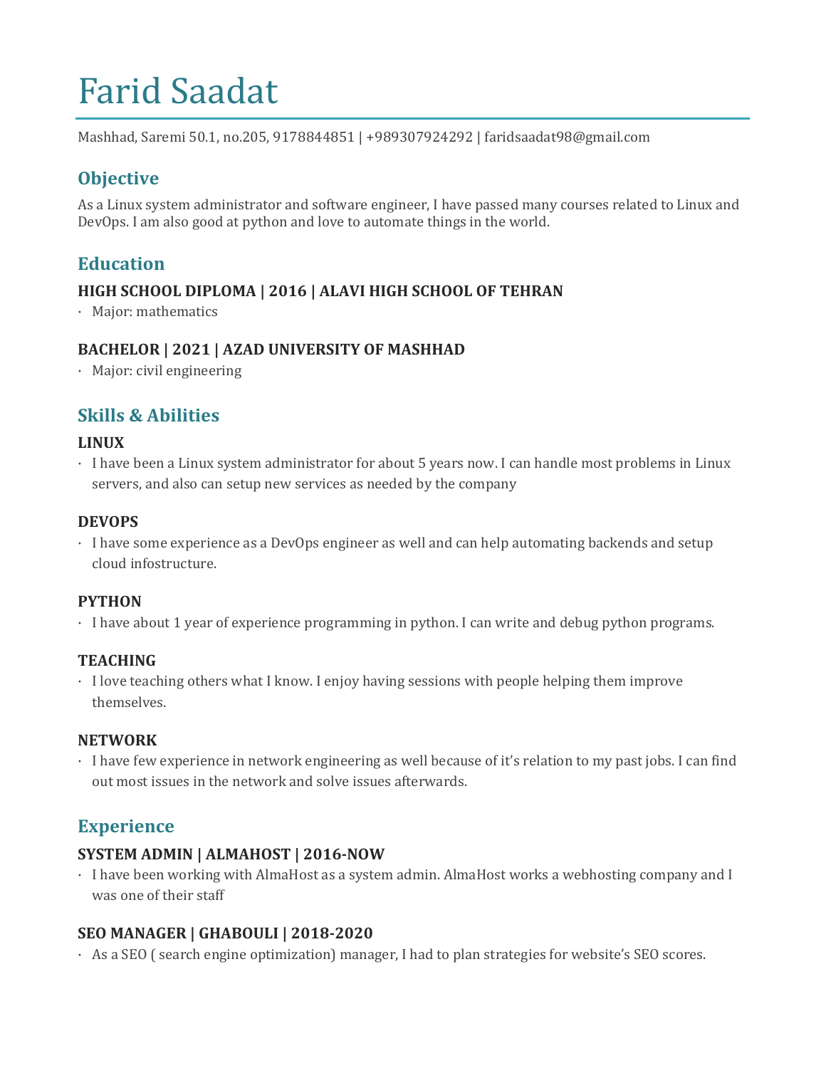# Farid Saadat

Mashhad, Saremi 50.1, no.205, 9178844851 | +989307924292 | faridsaadat98@gmail.com

## Objective

As a Linux system administrator and software engineer, I have passed many courses related to Linux and DevOps. I am also good at python and love to automate things in the world.

## Education

### HIGH SCHOOL DIPLOMA | 2016 | ALAVI HIGH SCHOOL OF TEHRAN

- Major: mathematics

### BACHELOR | 2021 | AZAD UNIVERSITY OF MASHHAD

- Major: civil engineering

## Skills & Abilities

### LINUX

- I have been a Linux system administrator for about 5 years now. I can handle most problems in Linux servers, and also can setup new services as needed by the company

### DEVOPS

- I have some experience as a DevOps engineer as well and can help automating backends and setup cloud infostructure.

### PYTHON

- I have about 1 year of experience programming in python. I can write and debug python programs.

### TEACHING

- I love teaching others what I know. I enjoy having sessions with people helping them improve themselves.

### NETWORK

- I have few experience in network engineering as well because of it's relation to my past jobs. I can find out most issues in the network and solve issues afterwards.

## Experience

### SYSTEM ADMIN | ALMAHOST | 2016-NOW

- I have been working with AlmaHost as a system admin. AlmaHost works a webhosting company and I was one of their staff

### SEO MANAGER | GHABOULI | 2018-2020

- As a SEO ( search engine optimization) manager, I had to plan strategies for website's SEO scores.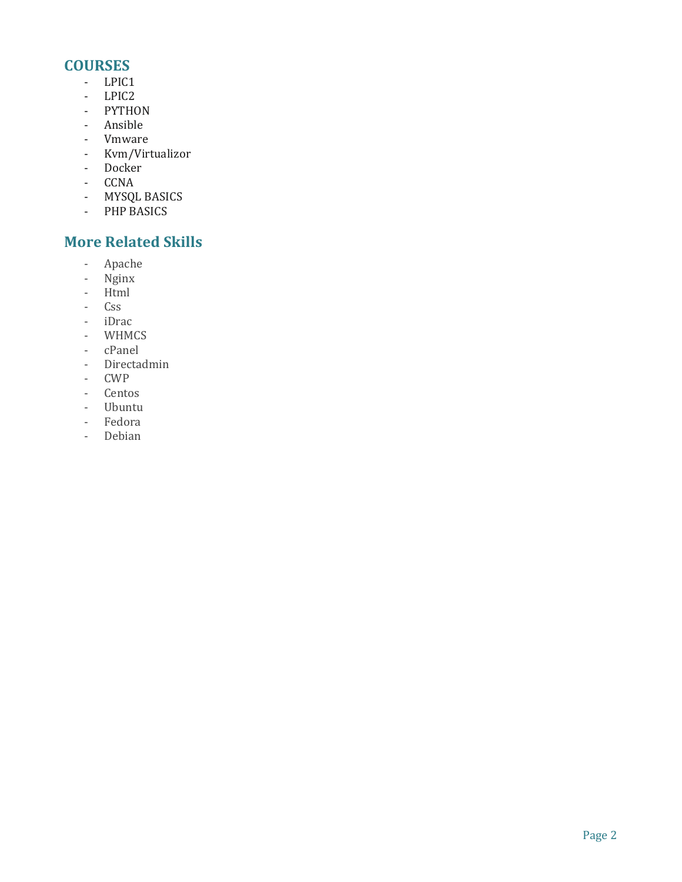## COURSES

- LPIC1
- LPIC2
- PYTHON
- Ansible
- Vmware
- Kvm/Virtualizor
- Docker
- CCNA
- MYSQL BASICS
- PHP BASICS

## More Related Skills

- Apache
- Nginx
- Html
- Css
- iDrac
- WHMCS
- cPanel
- Directadmin
- CWP
- Centos
- Ubuntu
- Fedora
- Debian